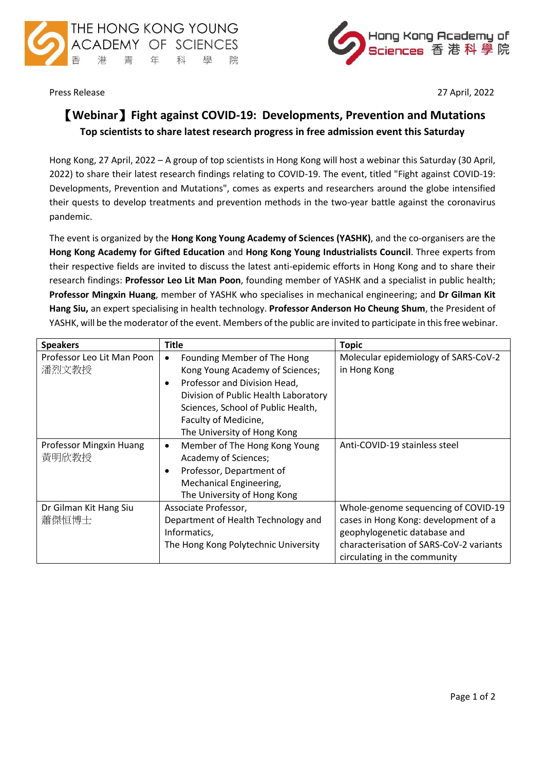THE HONG KONG YOUNG ACADEMY OF SCIENCES 香港青年科學院

Hong Kong Academy of Sciences 香港科學院

Press Release

27 April, 2022

# 【Webinar】Fight against COVID-19: Developments, Prevention and Mutations

**Top scientists to share latest research progress in free admission event this Saturday**

Hong Kong, 27 April, 2022 – A group of top scientists in Hong Kong will host a webinar this Saturday (30 April, 2022) to share their latest research findings relating to COVID-19. The event, titled "Fight against COVID-19: Developments, Prevention and Mutations", comes as experts and researchers around the globe intensified their quests to develop treatments and prevention methods in the two-year battle against the coronavirus pandemic.

The event is organized by the **Hong Kong Young Academy of Sciences (YASHK)**, and the co-organisers are the **Hong Kong Academy for Gifted Education** and **Hong Kong Young Industrialists Council**. Three experts from their respective fields are invited to discuss the latest anti-epidemic efforts in Hong Kong and to share their research findings: **Professor Leo Lit Man Poon**, founding member of YASHK and a specialist in public health; **Professor Mingxin Huang**, member of YASHK who specialises in mechanical engineering; and **Dr Gilman Kit Hang Siu,** an expert specialising in health technology. **Professor Anderson Ho Cheung Shum**, the President of YASHK, will be the moderator of the event. Members of the public are invited to participate in this free webinar.

| Speakers | Title | Topic |
|---|---|---|
| Professor Leo Lit Man Poon<br>潘烈文教授 | • Founding Member of The Hong Kong Young Academy of Sciences;<br>• Professor and Division Head, Division of Public Health Laboratory Sciences, School of Public Health, Faculty of Medicine, The University of Hong Kong | Molecular epidemiology of SARS-CoV-2 in Hong Kong |
| Professor Mingxin Huang<br>黃明欣教授 | • Member of The Hong Kong Young Academy of Sciences;<br>• Professor, Department of Mechanical Engineering, The University of Hong Kong | Anti-COVID-19 stainless steel |
| Dr Gilman Kit Hang Siu<br>蕭傑恒博士 | Associate Professor, Department of Health Technology and Informatics, The Hong Kong Polytechnic University | Whole-genome sequencing of COVID-19 cases in Hong Kong: development of a geophylogenetic database and characterisation of SARS-CoV-2 variants circulating in the community |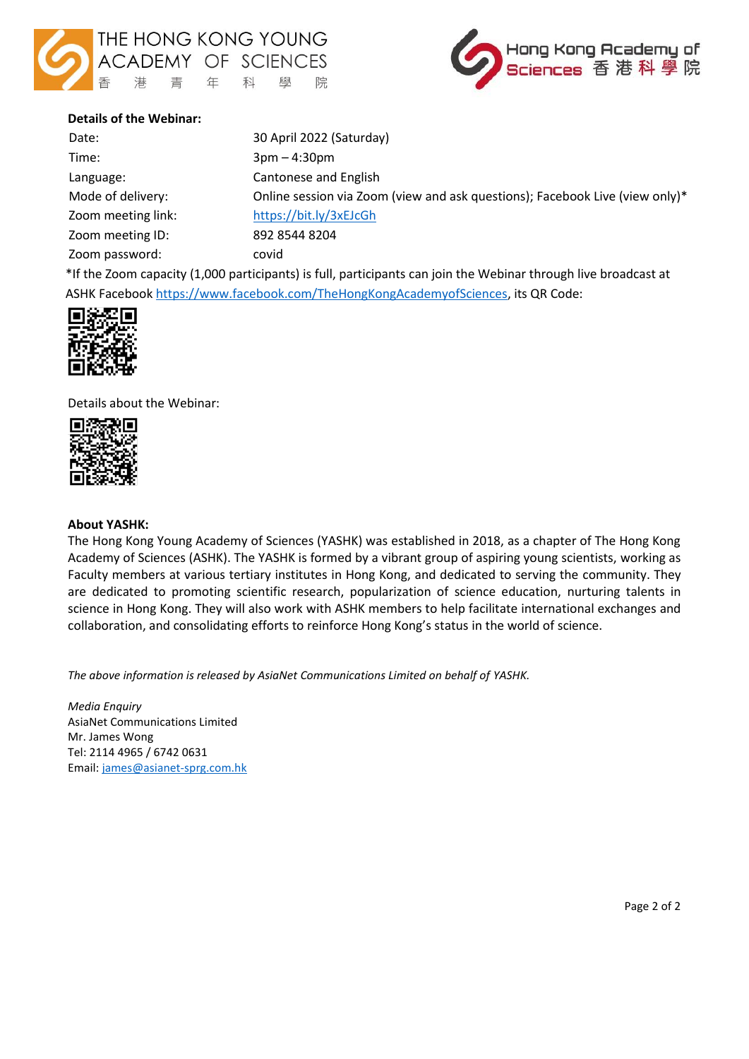**Details of the Webinar:**

| | |
|---|---|
| Date: | 30 April 2022 (Saturday) |
| Time: | 3pm – 4:30pm |
| Language: | Cantonese and English |
| Mode of delivery: | Online session via Zoom (view and ask questions); Facebook Live (view only)* |
| Zoom meeting link: | https://bit.ly/3xEJcGh |
| Zoom meeting ID: | 892 8544 8204 |
| Zoom password: | covid |

*If the Zoom capacity (1,000 participants) is full, participants can join the Webinar through live broadcast at ASHK Facebook https://www.facebook.com/TheHongKongAcademyofSciences, its QR Code:

Details about the Webinar:

**About YASHK:**

The Hong Kong Young Academy of Sciences (YASHK) was established in 2018, as a chapter of The Hong Kong Academy of Sciences (ASHK). The YASHK is formed by a vibrant group of aspiring young scientists, working as Faculty members at various tertiary institutes in Hong Kong, and dedicated to serving the community. They are dedicated to promoting scientific research, popularization of science education, nurturing talents in science in Hong Kong. They will also work with ASHK members to help facilitate international exchanges and collaboration, and consolidating efforts to reinforce Hong Kong's status in the world of science.

*The above information is released by AsiaNet Communications Limited on behalf of YASHK.*

*Media Enquiry*
AsiaNet Communications Limited
Mr. James Wong
Tel: 2114 4965 / 6742 0631
Email: james@asianet-sprg.com.hk